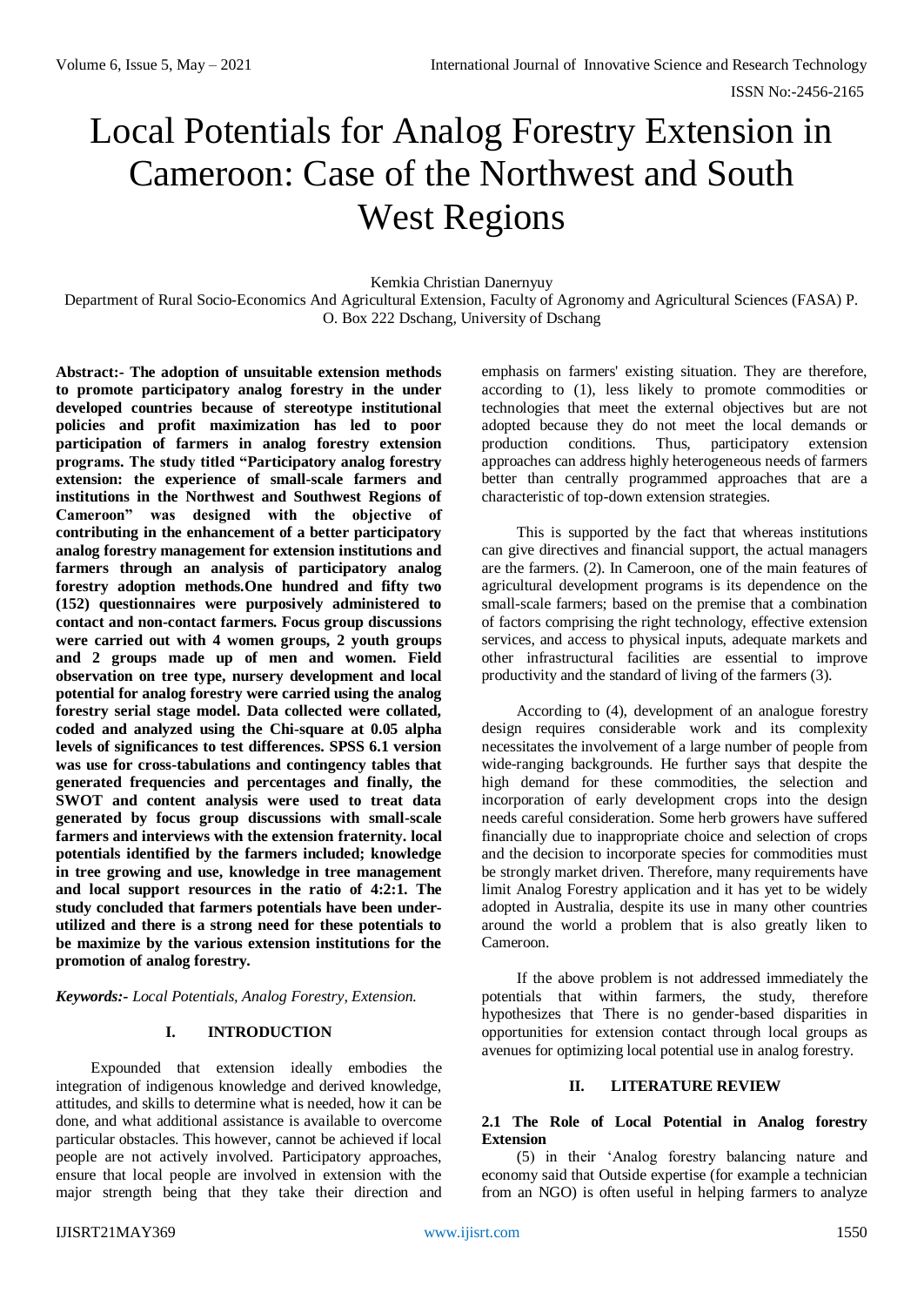# Local Potentials for Analog Forestry Extension in Cameroon: Case of the Northwest and South West Regions

Kemkia Christian Danernyuy

Department of Rural Socio-Economics And Agricultural Extension, Faculty of Agronomy and Agricultural Sciences (FASA) P. O. Box 222 Dschang, University of Dschang

**Abstract:- The adoption of unsuitable extension methods to promote participatory analog forestry in the under developed countries because of stereotype institutional policies and profit maximization has led to poor participation of farmers in analog forestry extension programs. The study titled "Participatory analog forestry extension: the experience of small-scale farmers and institutions in the Northwest and Southwest Regions of Cameroon" was designed with the objective of contributing in the enhancement of a better participatory analog forestry management for extension institutions and farmers through an analysis of participatory analog forestry adoption methods.One hundred and fifty two (152) questionnaires were purposively administered to contact and non-contact farmers. Focus group discussions were carried out with 4 women groups, 2 youth groups and 2 groups made up of men and women. Field observation on tree type, nursery development and local potential for analog forestry were carried using the analog forestry serial stage model. Data collected were collated, coded and analyzed using the Chi-square at 0.05 alpha levels of significances to test differences. SPSS 6.1 version was use for cross-tabulations and contingency tables that generated frequencies and percentages and finally, the SWOT and content analysis were used to treat data generated by focus group discussions with small-scale farmers and interviews with the extension fraternity. local potentials identified by the farmers included; knowledge in tree growing and use, knowledge in tree management and local support resources in the ratio of 4:2:1. The study concluded that farmers potentials have been under-utilized and there is a strong need for these potentials to be maximize by the various extension institutions for the promotion of analog forestry.**

***Keywords:-** Local Potentials, Analog Forestry, Extension.*

## I. INTRODUCTION

Expounded that extension ideally embodies the integration of indigenous knowledge and derived knowledge, attitudes, and skills to determine what is needed, how it can be done, and what additional assistance is available to overcome particular obstacles. This however, cannot be achieved if local people are not actively involved. Participatory approaches, ensure that local people are involved in extension with the major strength being that they take their direction and emphasis on farmers' existing situation. They are therefore, according to (1), less likely to promote commodities or technologies that meet the external objectives but are not adopted because they do not meet the local demands or production conditions. Thus, participatory extension approaches can address highly heterogeneous needs of farmers better than centrally programmed approaches that are a characteristic of top-down extension strategies.

This is supported by the fact that whereas institutions can give directives and financial support, the actual managers are the farmers. (2). In Cameroon, one of the main features of agricultural development programs is its dependence on the small-scale farmers; based on the premise that a combination of factors comprising the right technology, effective extension services, and access to physical inputs, adequate markets and other infrastructural facilities are essential to improve productivity and the standard of living of the farmers (3).

According to (4), development of an analogue forestry design requires considerable work and its complexity necessitates the involvement of a large number of people from wide-ranging backgrounds. He further says that despite the high demand for these commodities, the selection and incorporation of early development crops into the design needs careful consideration. Some herb growers have suffered financially due to inappropriate choice and selection of crops and the decision to incorporate species for commodities must be strongly market driven. Therefore, many requirements have limit Analog Forestry application and it has yet to be widely adopted in Australia, despite its use in many other countries around the world a problem that is also greatly liken to Cameroon.

If the above problem is not addressed immediately the potentials that within farmers, the study, therefore hypothesizes that There is no gender-based disparities in opportunities for extension contact through local groups as avenues for optimizing local potential use in analog forestry.

## II. LITERATURE REVIEW

### 2.1 The Role of Local Potential in Analog forestry Extension

(5) in their 'Analog forestry balancing nature and economy said that Outside expertise (for example a technician from an NGO) is often useful in helping farmers to analyze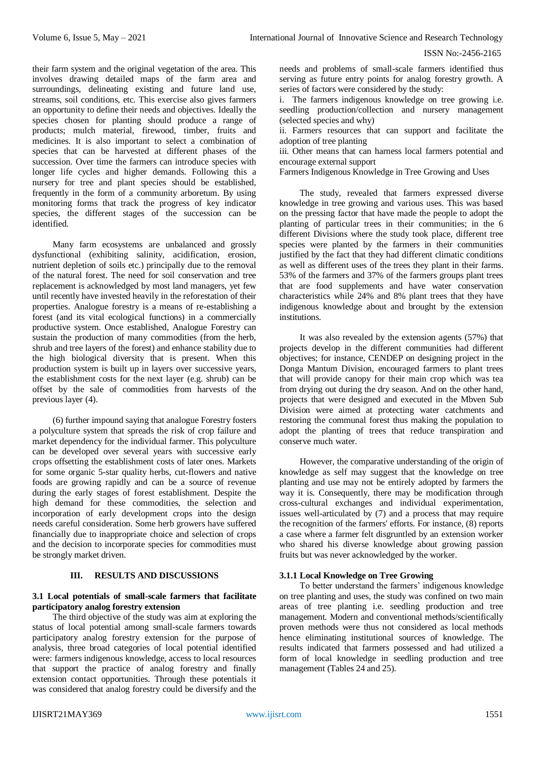their farm system and the original vegetation of the area. This involves drawing detailed maps of the farm area and surroundings, delineating existing and future land use, streams, soil conditions, etc. This exercise also gives farmers an opportunity to define their needs and objectives. Ideally the species chosen for planting should produce a range of products; mulch material, firewood, timber, fruits and medicines. It is also important to select a combination of species that can be harvested at different phases of the succession. Over time the farmers can introduce species with longer life cycles and higher demands. Following this a nursery for tree and plant species should be established, frequently in the form of a community arboretum. By using monitoring forms that track the progress of key indicator species, the different stages of the succession can be identified.

Many farm ecosystems are unbalanced and grossly dysfunctional (exhibiting salinity, acidification, erosion, nutrient depletion of soils etc.) principally due to the removal of the natural forest. The need for soil conservation and tree replacement is acknowledged by most land managers, yet few until recently have invested heavily in the reforestation of their properties. Analogue forestry is a means of re-establishing a forest (and its vital ecological functions) in a commercially productive system. Once established, Analogue Forestry can sustain the production of many commodities (from the herb, shrub and tree layers of the forest) and enhance stability due to the high biological diversity that is present. When this production system is built up in layers over successive years, the establishment costs for the next layer (e.g. shrub) can be offset by the sale of commodities from harvests of the previous layer (4).

(6) further impound saying that analogue Forestry fosters a polyculture system that spreads the risk of crop failure and market dependency for the individual farmer. This polyculture can be developed over several years with successive early crops offsetting the establishment costs of later ones. Markets for some organic 5-star quality herbs, cut-flowers and native foods are growing rapidly and can be a source of revenue during the early stages of forest establishment. Despite the high demand for these commodities, the selection and incorporation of early development crops into the design needs careful consideration. Some herb growers have suffered financially due to inappropriate choice and selection of crops and the decision to incorporate species for commodities must be strongly market driven.

## III. RESULTS AND DISCUSSIONS

### 3.1 Local potentials of small-scale farmers that facilitate participatory analog forestry extension

The third objective of the study was aim at exploring the status of local potential among small-scale farmers towards participatory analog forestry extension for the purpose of analysis, three broad categories of local potential identified were: farmers indigenous knowledge, access to local resources that support the practice of analog forestry and finally extension contact opportunities. Through these potentials it was considered that analog forestry could be diversify and the needs and problems of small-scale farmers identified thus serving as future entry points for analog forestry growth. A series of factors were considered by the study:

i. The farmers indigenous knowledge on tree growing i.e. seedling production/collection and nursery management (selected species and why)

ii. Farmers resources that can support and facilitate the adoption of tree planting

iii. Other means that can harness local farmers potential and encourage external support

Farmers Indigenous Knowledge in Tree Growing and Uses

The study, revealed that farmers expressed diverse knowledge in tree growing and various uses. This was based on the pressing factor that have made the people to adopt the planting of particular trees in their communities; in the 6 different Divisions where the study took place, different tree species were planted by the farmers in their communities justified by the fact that they had different climatic conditions as well as different uses of the trees they plant in their farms. 53% of the farmers and 37% of the farmers groups plant trees that are food supplements and have water conservation characteristics while 24% and 8% plant trees that they have indigenous knowledge about and brought by the extension institutions.

It was also revealed by the extension agents (57%) that projects develop in the different communities had different objectives; for instance, CENDEP on designing project in the Donga Mantum Division, encouraged farmers to plant trees that will provide canopy for their main crop which was tea from drying out during the dry season. And on the other hand, projects that were designed and executed in the Mbven Sub Division were aimed at protecting water catchments and restoring the communal forest thus making the population to adopt the planting of trees that reduce transpiration and conserve much water.

However, the comparative understanding of the origin of knowledge as self may suggest that the knowledge on tree planting and use may not be entirely adopted by farmers the way it is. Consequently, there may be modification through cross-cultural exchanges and individual experimentation, issues well-articulated by (7) and a process that may require the recognition of the farmers' efforts. For instance, (8) reports a case where a farmer felt disgruntled by an extension worker who shared his diverse knowledge about growing passion fruits but was never acknowledged by the worker.

#### 3.1.1 Local Knowledge on Tree Growing

To better understand the farmers' indigenous knowledge on tree planting and uses, the study was confined on two main areas of tree planting i.e. seedling production and tree management. Modern and conventional methods/scientifically proven methods were thus not considered as local methods hence eliminating institutional sources of knowledge. The results indicated that farmers possessed and had utilized a form of local knowledge in seedling production and tree management (Tables 24 and 25).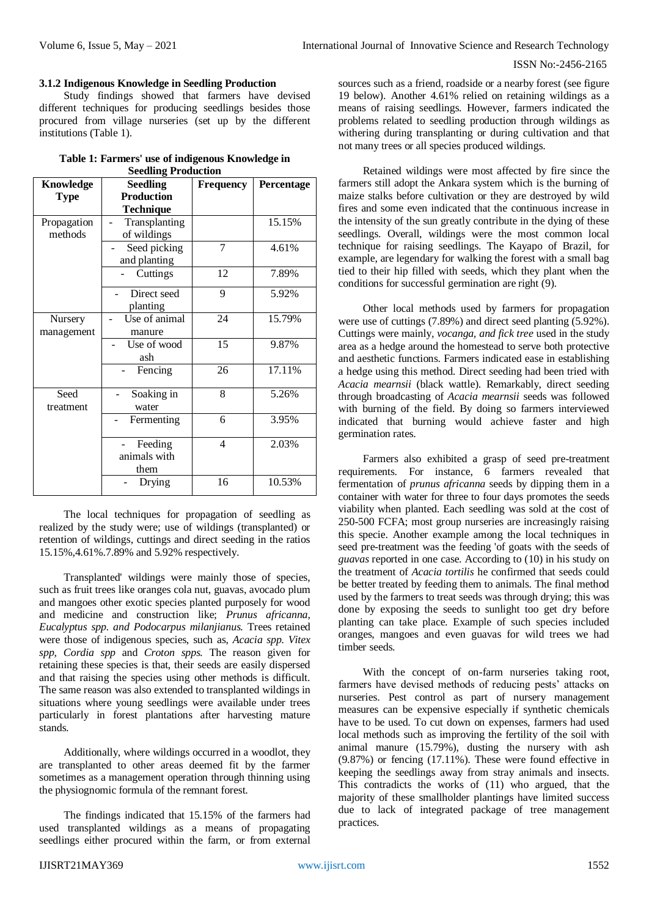### 3.1.2 Indigenous Knowledge in Seedling Production

Study findings showed that farmers have devised different techniques for producing seedlings besides those procured from village nurseries (set up by the different institutions (Table 1).

**Table 1: Farmers' use of indigenous Knowledge in Seedling Production**

| Knowledge Type | Seedling Production Technique | Frequency | Percentage |
|---|---|---|---|
| Propagation methods | - Transplanting of wildings | | 15.15% |
| | - Seed picking and planting | 7 | 4.61% |
| | - Cuttings | 12 | 7.89% |
| | - Direct seed planting | 9 | 5.92% |
| Nursery management | - Use of animal manure | 24 | 15.79% |
| | - Use of wood ash | 15 | 9.87% |
| | - Fencing | 26 | 17.11% |
| Seed treatment | - Soaking in water | 8 | 5.26% |
| | - Fermenting | 6 | 3.95% |
| | - Feeding animals with them | 4 | 2.03% |
| | - Drying | 16 | 10.53% |

The local techniques for propagation of seedling as realized by the study were; use of wildings (transplanted) or retention of wildings, cuttings and direct seeding in the ratios 15.15%,4.61%.7.89% and 5.92% respectively.

Transplanted' wildings were mainly those of species, such as fruit trees like oranges cola nut, guavas, avocado plum and mangoes other exotic species planted purposely for wood and medicine and construction like; *Prunus africanna*, *Eucalyptus spp. and Podocarpus milanjianus.* Trees retained were those of indigenous species, such as, *Acacia spp. Vitex spp, Cordia spp* and *Croton spps.* The reason given for retaining these species is that, their seeds are easily dispersed and that raising the species using other methods is difficult. The same reason was also extended to transplanted wildings in situations where young seedlings were available under trees particularly in forest plantations after harvesting mature stands.

Additionally, where wildings occurred in a woodlot, they are transplanted to other areas deemed fit by the farmer sometimes as a management operation through thinning using the physiognomic formula of the remnant forest.

The findings indicated that 15.15% of the farmers had used transplanted wildings as a means of propagating seedlings either procured within the farm, or from external sources such as a friend, roadside or a nearby forest (see figure 19 below). Another 4.61% relied on retaining wildings as a means of raising seedlings. However, farmers indicated the problems related to seedling production through wildings as withering during transplanting or during cultivation and that not many trees or all species produced wildings.

Retained wildings were most affected by fire since the farmers still adopt the Ankara system which is the burning of maize stalks before cultivation or they are destroyed by wild fires and some even indicated that the continuous increase in the intensity of the sun greatly contribute in the dying of these seedlings. Overall, wildings were the most common local technique for raising seedlings. The Kayapo of Brazil, for example, are legendary for walking the forest with a small bag tied to their hip filled with seeds, which they plant when the conditions for successful germination are right (9).

Other local methods used by farmers for propagation were use of cuttings (7.89%) and direct seed planting (5.92%). Cuttings were mainly, *vocanga, and fick tree* used in the study area as a hedge around the homestead to serve both protective and aesthetic functions. Farmers indicated ease in establishing a hedge using this method. Direct seeding had been tried with *Acacia mearnsii* (black wattle). Remarkably, direct seeding through broadcasting of *Acacia mearnsii* seeds was followed with burning of the field. By doing so farmers interviewed indicated that burning would achieve faster and high germination rates.

Farmers also exhibited a grasp of seed pre-treatment requirements. For instance, 6 farmers revealed that fermentation of *prunus africanna* seeds by dipping them in a container with water for three to four days promotes the seeds viability when planted. Each seedling was sold at the cost of 250-500 FCFA; most group nurseries are increasingly raising this specie. Another example among the local techniques in seed pre-treatment was the feeding 'of goats with the seeds of *guavas* reported in one case. According to (10) in his study on the treatment of *Acacia tortilis* he confirmed that seeds could be better treated by feeding them to animals. The final method used by the farmers to treat seeds was through drying; this was done by exposing the seeds to sunlight too get dry before planting can take place. Example of such species included oranges, mangoes and even guavas for wild trees we had timber seeds.

With the concept of on-farm nurseries taking root, farmers have devised methods of reducing pests' attacks on nurseries. Pest control as part of nursery management measures can be expensive especially if synthetic chemicals have to be used. To cut down on expenses, farmers had used local methods such as improving the fertility of the soil with animal manure (15.79%), dusting the nursery with ash (9.87%) or fencing (17.11%). These were found effective in keeping the seedlings away from stray animals and insects. This contradicts the works of (11) who argued, that the majority of these smallholder plantings have limited success due to lack of integrated package of tree management practices.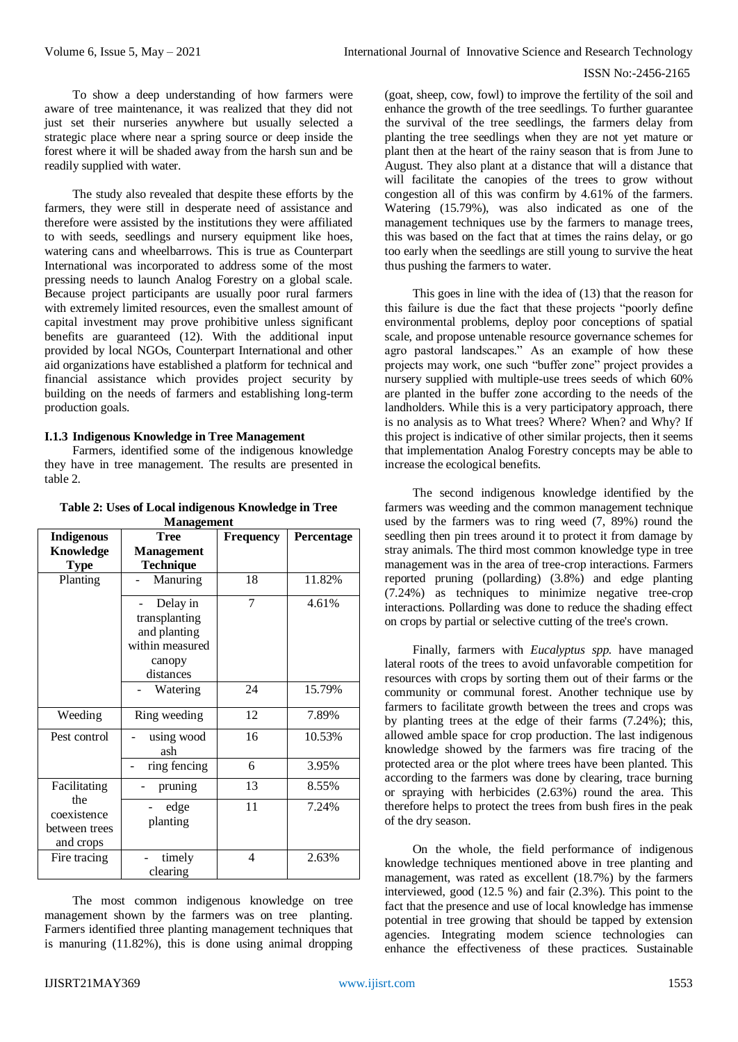To show a deep understanding of how farmers were aware of tree maintenance, it was realized that they did not just set their nurseries anywhere but usually selected a strategic place where near a spring source or deep inside the forest where it will be shaded away from the harsh sun and be readily supplied with water.

The study also revealed that despite these efforts by the farmers, they were still in desperate need of assistance and therefore were assisted by the institutions they were affiliated to with seeds, seedlings and nursery equipment like hoes, watering cans and wheelbarrows. This is true as Counterpart International was incorporated to address some of the most pressing needs to launch Analog Forestry on a global scale. Because project participants are usually poor rural farmers with extremely limited resources, even the smallest amount of capital investment may prove prohibitive unless significant benefits are guaranteed (12). With the additional input provided by local NGOs, Counterpart International and other aid organizations have established a platform for technical and financial assistance which provides project security by building on the needs of farmers and establishing long-term production goals.

### I.1.3 Indigenous Knowledge in Tree Management

Farmers, identified some of the indigenous knowledge they have in tree management. The results are presented in table 2.

**Table 2: Uses of Local indigenous Knowledge in Tree Management**

| Indigenous Knowledge Type | Tree Management Technique | Frequency | Percentage |
|---|---|---|---|
| Planting | - Manuring | 18 | 11.82% |
| | - Delay in transplanting and planting within measured canopy distances | 7 | 4.61% |
| | - Watering | 24 | 15.79% |
| Weeding | Ring weeding | 12 | 7.89% |
| Pest control | - using wood ash | 16 | 10.53% |
| | - ring fencing | 6 | 3.95% |
| Facilitating the coexistence between trees and crops | - pruning | 13 | 8.55% |
| | - edge planting | 11 | 7.24% |
| Fire tracing | - timely clearing | 4 | 2.63% |

The most common indigenous knowledge on tree management shown by the farmers was on tree planting. Farmers identified three planting management techniques that is manuring (11.82%), this is done using animal dropping (goat, sheep, cow, fowl) to improve the fertility of the soil and enhance the growth of the tree seedlings. To further guarantee the survival of the tree seedlings, the farmers delay from planting the tree seedlings when they are not yet mature or plant then at the heart of the rainy season that is from June to August. They also plant at a distance that will a distance that will facilitate the canopies of the trees to grow without congestion all of this was confirm by 4.61% of the farmers. Watering (15.79%), was also indicated as one of the management techniques use by the farmers to manage trees, this was based on the fact that at times the rains delay, or go too early when the seedlings are still young to survive the heat thus pushing the farmers to water.

This goes in line with the idea of (13) that the reason for this failure is due the fact that these projects "poorly define environmental problems, deploy poor conceptions of spatial scale, and propose untenable resource governance schemes for agro pastoral landscapes." As an example of how these projects may work, one such "buffer zone" project provides a nursery supplied with multiple-use trees seeds of which 60% are planted in the buffer zone according to the needs of the landholders. While this is a very participatory approach, there is no analysis as to What trees? Where? When? and Why? If this project is indicative of other similar projects, then it seems that implementation Analog Forestry concepts may be able to increase the ecological benefits.

The second indigenous knowledge identified by the farmers was weeding and the common management technique used by the farmers was to ring weed (7, 89%) round the seedling then pin trees around it to protect it from damage by stray animals. The third most common knowledge type in tree management was in the area of tree-crop interactions. Farmers reported pruning (pollarding) (3.8%) and edge planting (7.24%) as techniques to minimize negative tree-crop interactions. Pollarding was done to reduce the shading effect on crops by partial or selective cutting of the tree's crown.

Finally, farmers with *Eucalyptus spp.* have managed lateral roots of the trees to avoid unfavorable competition for resources with crops by sorting them out of their farms or the community or communal forest. Another technique use by farmers to facilitate growth between the trees and crops was by planting trees at the edge of their farms (7.24%); this, allowed amble space for crop production. The last indigenous knowledge showed by the farmers was fire tracing of the protected area or the plot where trees have been planted. This according to the farmers was done by clearing, trace burning or spraying with herbicides (2.63%) round the area. This therefore helps to protect the trees from bush fires in the peak of the dry season.

On the whole, the field performance of indigenous knowledge techniques mentioned above in tree planting and management, was rated as excellent (18.7%) by the farmers interviewed, good (12.5 %) and fair (2.3%). This point to the fact that the presence and use of local knowledge has immense potential in tree growing that should be tapped by extension agencies. Integrating modem science technologies can enhance the effectiveness of these practices. Sustainable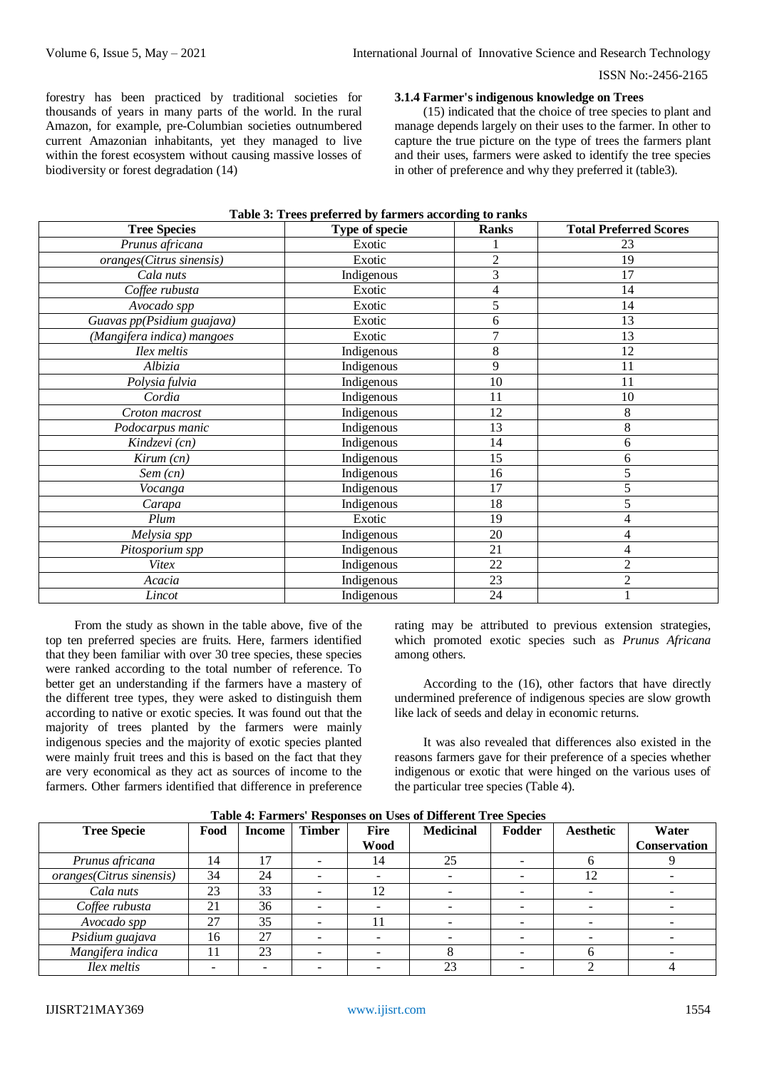forestry has been practiced by traditional societies for thousands of years in many parts of the world. In the rural Amazon, for example, pre-Columbian societies outnumbered current Amazonian inhabitants, yet they managed to live within the forest ecosystem without causing massive losses of biodiversity or forest degradation (14)

### 3.1.4 Farmer's indigenous knowledge on Trees

(15) indicated that the choice of tree species to plant and manage depends largely on their uses to the farmer. In other to capture the true picture on the type of trees the farmers plant and their uses, farmers were asked to identify the tree species in other of preference and why they preferred it (table3).

**Table 3: Trees preferred by farmers according to ranks**

| Tree Species | Type of specie | Ranks | Total Preferred Scores |
|---|---|---|---|
| *Prunus africana* | Exotic | 1 | 23 |
| *oranges(Citrus sinensis)* | Exotic | 2 | 19 |
| *Cala nuts* | Indigenous | 3 | 17 |
| *Coffee rubusta* | Exotic | 4 | 14 |
| *Avocado spp* | Exotic | 5 | 14 |
| *Guavas pp(Psidium guajava)* | Exotic | 6 | 13 |
| *(Mangifera indica) mangoes* | Exotic | 7 | 13 |
| *Ilex meltis* | Indigenous | 8 | 12 |
| *Albizia* | Indigenous | 9 | 11 |
| *Polysia fulvia* | Indigenous | 10 | 11 |
| *Cordia* | Indigenous | 11 | 10 |
| *Croton macrost* | Indigenous | 12 | 8 |
| *Podocarpus manic* | Indigenous | 13 | 8 |
| *Kindzevi (cn)* | Indigenous | 14 | 6 |
| *Kirum (cn)* | Indigenous | 15 | 6 |
| *Sem (cn)* | Indigenous | 16 | 5 |
| *Vocanga* | Indigenous | 17 | 5 |
| *Carapa* | Indigenous | 18 | 5 |
| *Plum* | Exotic | 19 | 4 |
| *Melysia spp* | Indigenous | 20 | 4 |
| *Pitosporium spp* | Indigenous | 21 | 4 |
| *Vitex* | Indigenous | 22 | 2 |
| *Acacia* | Indigenous | 23 | 2 |
| *Lincot* | Indigenous | 24 | 1 |

From the study as shown in the table above, five of the top ten preferred species are fruits. Here, farmers identified that they been familiar with over 30 tree species, these species were ranked according to the total number of reference. To better get an understanding if the farmers have a mastery of the different tree types, they were asked to distinguish them according to native or exotic species. It was found out that the majority of trees planted by the farmers were mainly indigenous species and the majority of exotic species planted were mainly fruit trees and this is based on the fact that they are very economical as they act as sources of income to the farmers. Other farmers identified that difference in preference rating may be attributed to previous extension strategies, which promoted exotic species such as *Prunus Africana* among others.

According to the (16), other factors that have directly undermined preference of indigenous species are slow growth like lack of seeds and delay in economic returns.

It was also revealed that differences also existed in the reasons farmers gave for their preference of a species whether indigenous or exotic that were hinged on the various uses of the particular tree species (Table 4).

**Table 4: Farmers' Responses on Uses of Different Tree Species**

| Tree Specie | Food | Income | Timber | Fire Wood | Medicinal | Fodder | Aesthetic | Water Conservation |
|---|---|---|---|---|---|---|---|---|
| *Prunus africana* | 14 | 17 | - | 14 | 25 | - | 6 | 9 |
| *oranges(Citrus sinensis)* | 34 | 24 | - | - | - | - | 12 | - |
| *Cala nuts* | 23 | 33 | - | 12 | - | - | - | - |
| *Coffee rubusta* | 21 | 36 | - | - | - | - | - | - |
| *Avocado spp* | 27 | 35 | - | 11 | - | - | - | - |
| *Psidium guajava* | 16 | 27 | - | - | - | - | - | - |
| *Mangifera indica* | 11 | 23 | - | - | 8 | - | 6 | - |
| *Ilex meltis* | - | - | - | - | 23 | - | 2 | 4 |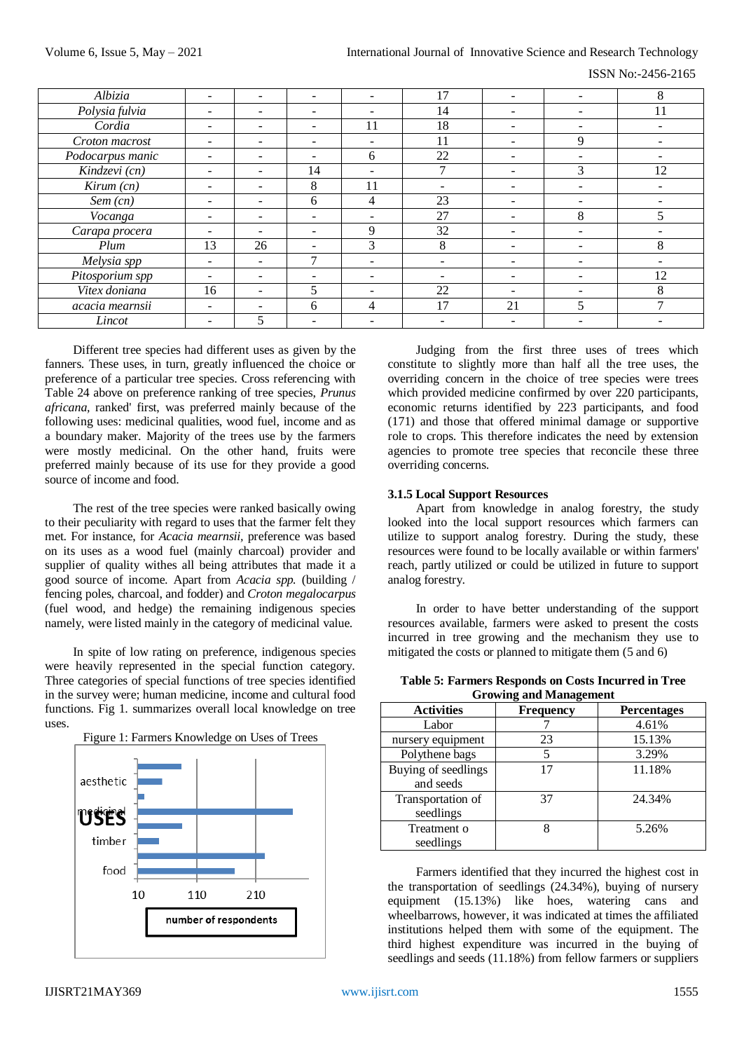| | | | | | | | | |
|---|---|---|---|---|---|---|---|---|
| *Albizia* | - | - | - | - | 17 | - | - | 8 |
| *Polysia fulvia* | - | - | - | - | 14 | - | - | 11 |
| *Cordia* | - | - | - | 11 | 18 | - | - | - |
| *Croton macrost* | - | - | - | - | 11 | - | 9 | - |
| *Podocarpus manic* | - | - | - | 6 | 22 | - | - | - |
| *Kindzevi (cn)* | - | - | 14 | - | 7 | - | 3 | 12 |
| *Kirum (cn)* | - | - | 8 | 11 | - | - | - | - |
| *Sem (cn)* | - | - | 6 | 4 | 23 | - | - | - |
| *Vocanga* | - | - | - | - | 27 | - | 8 | 5 |
| *Carapa procera* | - | - | - | 9 | 32 | - | - | - |
| *Plum* | 13 | 26 | - | 3 | 8 | - | - | 8 |
| *Melysia spp* | - | - | 7 | - | - | - | - | - |
| *Pitosporium spp* | - | - | - | - | - | - | - | 12 |
| *Vitex doniana* | 16 | - | 5 | - | 22 | - | - | 8 |
| *acacia mearnsii* | - | - | 6 | 4 | 17 | 21 | 5 | 7 |
| *Lincot* | - | 5 | - | - | - | - | - | - |

Different tree species had different uses as given by the fanners. These uses, in turn, greatly influenced the choice or preference of a particular tree species. Cross referencing with Table 24 above on preference ranking of tree species, *Prunus africana*, ranked' first, was preferred mainly because of the following uses: medicinal qualities, wood fuel, income and as a boundary maker. Majority of the trees use by the farmers were mostly medicinal. On the other hand, fruits were preferred mainly because of its use for they provide a good source of income and food.

The rest of the tree species were ranked basically owing to their peculiarity with regard to uses that the farmer felt they met. For instance, for *Acacia mearnsii*, preference was based on its uses as a wood fuel (mainly charcoal) provider and supplier of quality withes all being attributes that made it a good source of income. Apart from *Acacia spp.* (building / fencing poles, charcoal, and fodder) and *Croton megalocarpus* (fuel wood, and hedge) the remaining indigenous species namely, were listed mainly in the category of medicinal value.

In spite of low rating on preference, indigenous species were heavily represented in the special function category. Three categories of special functions of tree species identified in the survey were; human medicine, income and cultural food functions. Fig 1. summarizes overall local knowledge on tree uses.

Figure 1: Farmers Knowledge on Uses of Trees

USES
aesthetic
medicinal
timber
food
10
110
210
number of respondents

Judging from the first three uses of trees which constitute to slightly more than half all the tree uses, the overriding concern in the choice of tree species were trees which provided medicine confirmed by over 220 participants, economic returns identified by 223 participants, and food (171) and those that offered minimal damage or supportive role to crops. This therefore indicates the need by extension agencies to promote tree species that reconcile these three overriding concerns.

### 3.1.5 Local Support Resources

Apart from knowledge in analog forestry, the study looked into the local support resources which farmers can utilize to support analog forestry. During the study, these resources were found to be locally available or within farmers' reach, partly utilized or could be utilized in future to support analog forestry.

In order to have better understanding of the support resources available, farmers were asked to present the costs incurred in tree growing and the mechanism they use to mitigated the costs or planned to mitigate them (5 and 6)

**Table 5: Farmers Responds on Costs Incurred in Tree Growing and Management**

| Activities | Frequency | Percentages |
|---|---|---|
| Labor | 7 | 4.61% |
| nursery equipment | 23 | 15.13% |
| Polythene bags | 5 | 3.29% |
| Buying of seedlings and seeds | 17 | 11.18% |
| Transportation of seedlings | 37 | 24.34% |
| Treatment o seedlings | 8 | 5.26% |

Farmers identified that they incurred the highest cost in the transportation of seedlings (24.34%), buying of nursery equipment (15.13%) like hoes, watering cans and wheelbarrows, however, it was indicated at times the affiliated institutions helped them with some of the equipment. The third highest expenditure was incurred in the buying of seedlings and seeds (11.18%) from fellow farmers or suppliers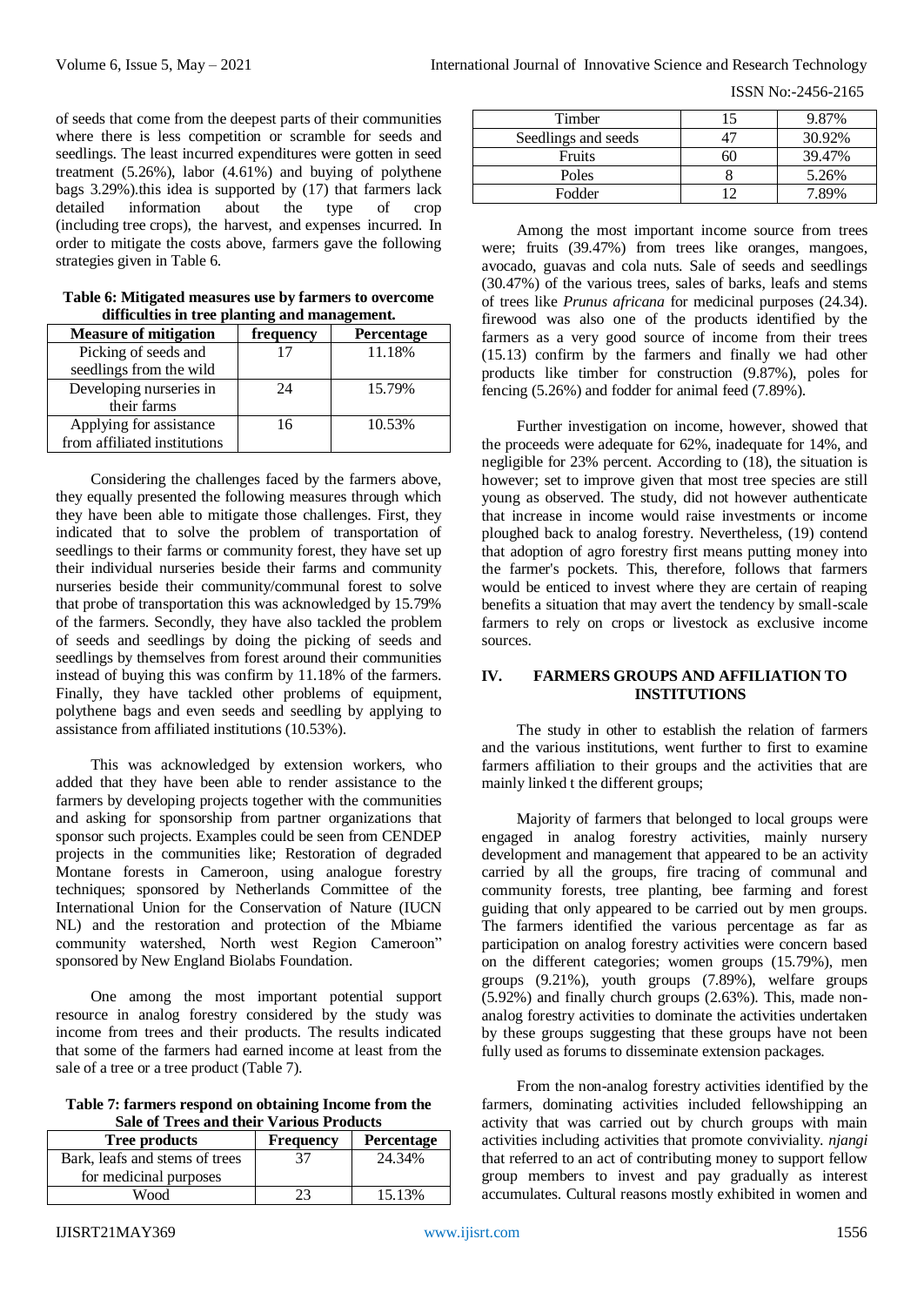of seeds that come from the deepest parts of their communities where there is less competition or scramble for seeds and seedlings. The least incurred expenditures were gotten in seed treatment (5.26%), labor (4.61%) and buying of polythene bags 3.29%).this idea is supported by (17) that farmers lack detailed information about the type of crop (including tree crops), the harvest, and expenses incurred. In order to mitigate the costs above, farmers gave the following strategies given in Table 6.

**Table 6: Mitigated measures use by farmers to overcome difficulties in tree planting and management.**

| Measure of mitigation | frequency | Percentage |
|---|---|---|
| Picking of seeds and seedlings from the wild | 17 | 11.18% |
| Developing nurseries in their farms | 24 | 15.79% |
| Applying for assistance from affiliated institutions | 16 | 10.53% |

Considering the challenges faced by the farmers above, they equally presented the following measures through which they have been able to mitigate those challenges. First, they indicated that to solve the problem of transportation of seedlings to their farms or community forest, they have set up their individual nurseries beside their farms and community nurseries beside their community/communal forest to solve that probe of transportation this was acknowledged by 15.79% of the farmers. Secondly, they have also tackled the problem of seeds and seedlings by doing the picking of seeds and seedlings by themselves from forest around their communities instead of buying this was confirm by 11.18% of the farmers. Finally, they have tackled other problems of equipment, polythene bags and even seeds and seedling by applying to assistance from affiliated institutions (10.53%).

This was acknowledged by extension workers, who added that they have been able to render assistance to the farmers by developing projects together with the communities and asking for sponsorship from partner organizations that sponsor such projects. Examples could be seen from CENDEP projects in the communities like; Restoration of degraded Montane forests in Cameroon, using analogue forestry techniques; sponsored by Netherlands Committee of the International Union for the Conservation of Nature (IUCN NL) and the restoration and protection of the Mbiame community watershed, North west Region Cameroon" sponsored by New England Biolabs Foundation.

One among the most important potential support resource in analog forestry considered by the study was income from trees and their products. The results indicated that some of the farmers had earned income at least from the sale of a tree or a tree product (Table 7).

**Table 7: farmers respond on obtaining Income from the Sale of Trees and their Various Products**

| Tree products | Frequency | Percentage |
|---|---|---|
| Bark, leafs and stems of trees for medicinal purposes | 37 | 24.34% |
| Wood | 23 | 15.13% |
| Timber | 15 | 9.87% |
| Seedlings and seeds | 47 | 30.92% |
| Fruits | 60 | 39.47% |
| Poles | 8 | 5.26% |
| Fodder | 12 | 7.89% |

Among the most important income source from trees were; fruits (39.47%) from trees like oranges, mangoes, avocado, guavas and cola nuts. Sale of seeds and seedlings (30.47%) of the various trees, sales of barks, leafs and stems of trees like *Prunus africana* for medicinal purposes (24.34). firewood was also one of the products identified by the farmers as a very good source of income from their trees (15.13) confirm by the farmers and finally we had other products like timber for construction (9.87%), poles for fencing (5.26%) and fodder for animal feed (7.89%).

Further investigation on income, however, showed that the proceeds were adequate for 62%, inadequate for 14%, and negligible for 23% percent. According to (18), the situation is however; set to improve given that most tree species are still young as observed. The study, did not however authenticate that increase in income would raise investments or income ploughed back to analog forestry. Nevertheless, (19) contend that adoption of agro forestry first means putting money into the farmer's pockets. This, therefore, follows that farmers would be enticed to invest where they are certain of reaping benefits a situation that may avert the tendency by small-scale farmers to rely on crops or livestock as exclusive income sources.

## IV. FARMERS GROUPS AND AFFILIATION TO INSTITUTIONS

The study in other to establish the relation of farmers and the various institutions, went further to first to examine farmers affiliation to their groups and the activities that are mainly linked t the different groups;

Majority of farmers that belonged to local groups were engaged in analog forestry activities, mainly nursery development and management that appeared to be an activity carried by all the groups, fire tracing of communal and community forests, tree planting, bee farming and forest guiding that only appeared to be carried out by men groups. The farmers identified the various percentage as far as participation on analog forestry activities were concern based on the different categories; women groups (15.79%), men groups (9.21%), youth groups (7.89%), welfare groups (5.92%) and finally church groups (2.63%). This, made non-analog forestry activities to dominate the activities undertaken by these groups suggesting that these groups have not been fully used as forums to disseminate extension packages.

From the non-analog forestry activities identified by the farmers, dominating activities included fellowshipping an activity that was carried out by church groups with main activities including activities that promote conviviality. *njangi* that referred to an act of contributing money to support fellow group members to invest and pay gradually as interest accumulates. Cultural reasons mostly exhibited in women and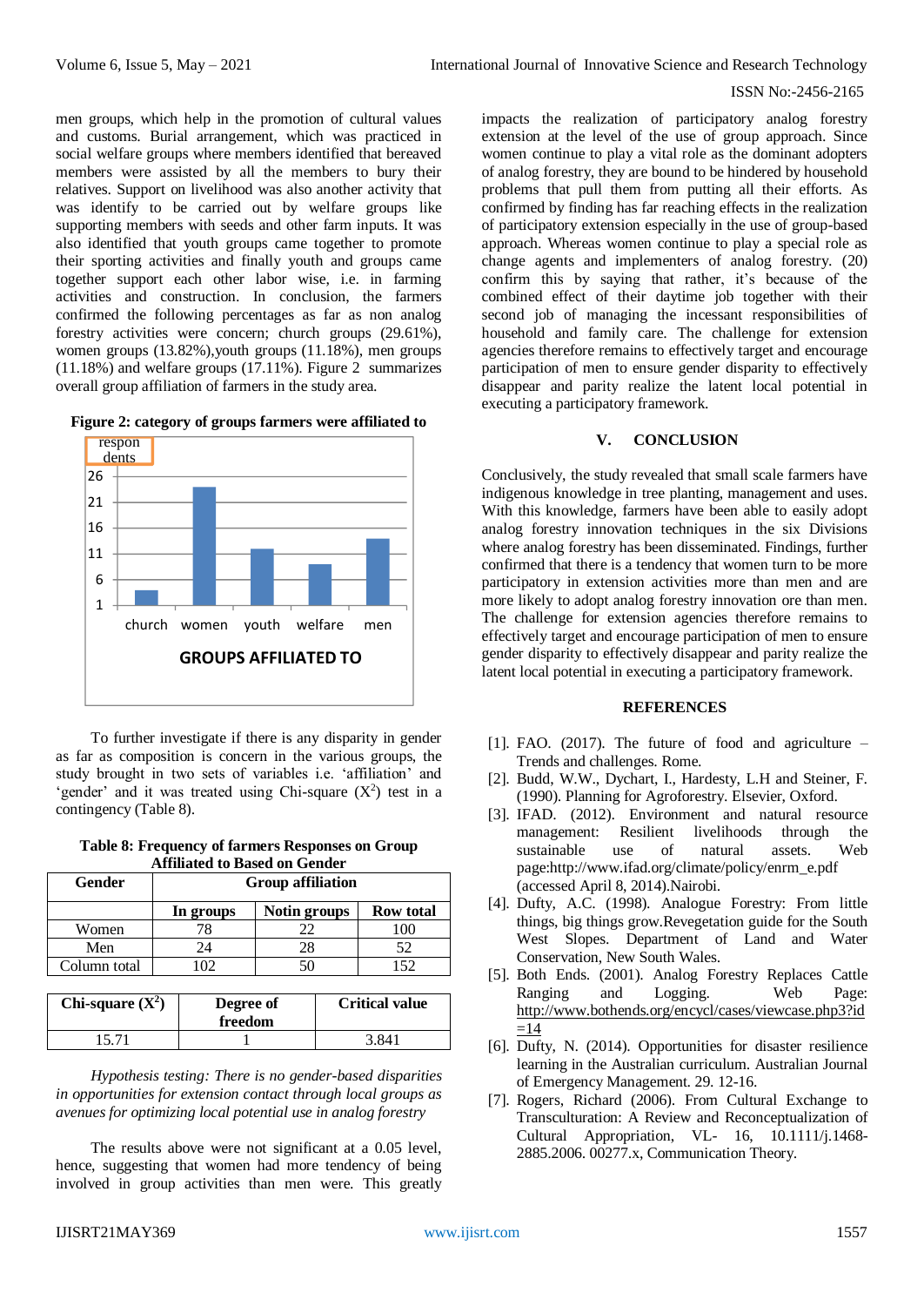men groups, which help in the promotion of cultural values and customs. Burial arrangement, which was practiced in social welfare groups where members identified that bereaved members were assisted by all the members to bury their relatives. Support on livelihood was also another activity that was identify to be carried out by welfare groups like supporting members with seeds and other farm inputs. It was also identified that youth groups came together to promote their sporting activities and finally youth and groups came together support each other labor wise, i.e. in farming activities and construction. In conclusion, the farmers confirmed the following percentages as far as non analog forestry activities were concern; church groups (29.61%), women groups (13.82%),youth groups (11.18%), men groups (11.18%) and welfare groups (17.11%). Figure 2 summarizes overall group affiliation of farmers in the study area.

**Figure 2: category of groups farmers were affiliated to**

respon dents
26
21
16
11
6
1
church women youth welfare men
GROUPS AFFILIATED TO

To further investigate if there is any disparity in gender as far as composition is concern in the various groups, the study brought in two sets of variables i.e. 'affiliation' and 'gender' and it was treated using Chi-square ($X^2$) test in a contingency (Table 8).

**Table 8: Frequency of farmers Responses on Group Affiliated to Based on Gender**

| Gender | Group affiliation | | |
|---|---|---|---|
| | In groups | Notin groups | Row total |
| Women | 78 | 22 | 100 |
| Men | 24 | 28 | 52 |
| Column total | 102 | 50 | 152 |

| Chi-square ($X^2$) | Degree of freedom | Critical value |
|---|---|---|
| 15.71 | 1 | 3.841 |

*Hypothesis testing: There is no gender-based disparities in opportunities for extension contact through local groups as avenues for optimizing local potential use in analog forestry*

The results above were not significant at a 0.05 level, hence, suggesting that women had more tendency of being involved in group activities than men were. This greatly impacts the realization of participatory analog forestry extension at the level of the use of group approach. Since women continue to play a vital role as the dominant adopters of analog forestry, they are bound to be hindered by household problems that pull them from putting all their efforts. As confirmed by finding has far reaching effects in the realization of participatory extension especially in the use of group-based approach. Whereas women continue to play a special role as change agents and implementers of analog forestry. (20) confirm this by saying that rather, it's because of the combined effect of their daytime job together with their second job of managing the incessant responsibilities of household and family care. The challenge for extension agencies therefore remains to effectively target and encourage participation of men to ensure gender disparity to effectively disappear and parity realize the latent local potential in executing a participatory framework.

## V. CONCLUSION

Conclusively, the study revealed that small scale farmers have indigenous knowledge in tree planting, management and uses. With this knowledge, farmers have been able to easily adopt analog forestry innovation techniques in the six Divisions where analog forestry has been disseminated. Findings, further confirmed that there is a tendency that women turn to be more participatory in extension activities more than men and are more likely to adopt analog forestry innovation ore than men. The challenge for extension agencies therefore remains to effectively target and encourage participation of men to ensure gender disparity to effectively disappear and parity realize the latent local potential in executing a participatory framework.

## REFERENCES

[1]. FAO. (2017). The future of food and agriculture – Trends and challenges. Rome.

[2]. Budd, W.W., Dychart, I., Hardesty, L.H and Steiner, F. (1990). Planning for Agroforestry. Elsevier, Oxford.

[3]. IFAD. (2012). Environment and natural resource management: Resilient livelihoods through the sustainable use of natural assets. Web page:http://www.ifad.org/climate/policy/enrm_e.pdf (accessed April 8, 2014).Nairobi.

[4]. Dufty, A.C. (1998). Analogue Forestry: From little things, big things grow.Revegetation guide for the South West Slopes. Department of Land and Water Conservation, New South Wales.

[5]. Both Ends. (2001). Analog Forestry Replaces Cattle Ranging and Logging. Web Page: http://www.bothends.org/encycl/cases/viewcase.php3?id=14

[6]. Dufty, N. (2014). Opportunities for disaster resilience learning in the Australian curriculum. Australian Journal of Emergency Management. 29. 12-16.

[7]. Rogers, Richard (2006). From Cultural Exchange to Transculturation: A Review and Reconceptualization of Cultural Appropriation, VL- 16, 10.1111/j.1468-2885.2006. 00277.x, Communication Theory.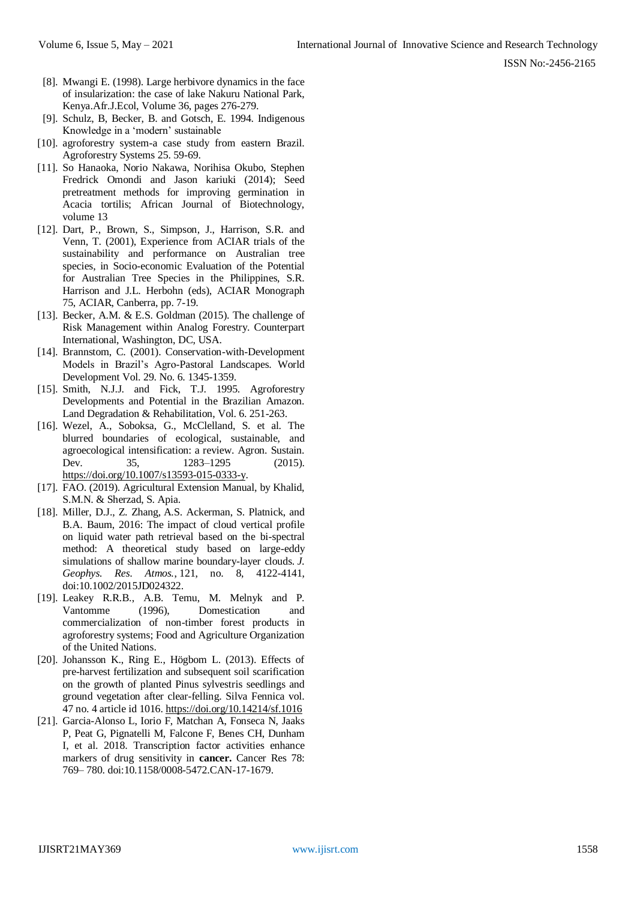[8]. Mwangi E. (1998). Large herbivore dynamics in the face of insularization: the case of lake Nakuru National Park, Kenya.Afr.J.Ecol, Volume 36, pages 276-279.

[9]. Schulz, B, Becker, B. and Gotsch, E. 1994. Indigenous Knowledge in a 'modern' sustainable

[10]. agroforestry system-a case study from eastern Brazil. Agroforestry Systems 25. 59-69.

[11]. So Hanaoka, Norio Nakawa, Norihisa Okubo, Stephen Fredrick Omondi and Jason kariuki (2014); Seed pretreatment methods for improving germination in Acacia tortilis; African Journal of Biotechnology, volume 13

[12]. Dart, P., Brown, S., Simpson, J., Harrison, S.R. and Venn, T. (2001), Experience from ACIAR trials of the sustainability and performance on Australian tree species, in Socio-economic Evaluation of the Potential for Australian Tree Species in the Philippines, S.R. Harrison and J.L. Herbohn (eds), ACIAR Monograph 75, ACIAR, Canberra, pp. 7-19.

[13]. Becker, A.M. & E.S. Goldman (2015). The challenge of Risk Management within Analog Forestry. Counterpart International, Washington, DC, USA.

[14]. Brannstom, C. (2001). Conservation-with-Development Models in Brazil's Agro-Pastoral Landscapes. World Development Vol. 29. No. 6. 1345-1359.

[15]. Smith, N.J.J. and Fick, T.J. 1995. Agroforestry Developments and Potential in the Brazilian Amazon. Land Degradation & Rehabilitation, Vol. 6. 251-263.

[16]. Wezel, A., Soboksa, G., McClelland, S. et al. The blurred boundaries of ecological, sustainable, and agroecological intensification: a review. Agron. Sustain. Dev. 35, 1283–1295 (2015). https://doi.org/10.1007/s13593-015-0333-y.

[17]. FAO. (2019). Agricultural Extension Manual, by Khalid, S.M.N. & Sherzad, S. Apia.

[18]. Miller, D.J., Z. Zhang, A.S. Ackerman, S. Platnick, and B.A. Baum, 2016: The impact of cloud vertical profile on liquid water path retrieval based on the bi-spectral method: A theoretical study based on large-eddy simulations of shallow marine boundary-layer clouds. *J. Geophys. Res. Atmos.*, 121, no. 8, 4122-4141, doi:10.1002/2015JD024322.

[19]. Leakey R.R.B., A.B. Temu, M. Melnyk and P. Vantomme (1996), Domestication and commercialization of non-timber forest products in agroforestry systems; Food and Agriculture Organization of the United Nations.

[20]. Johansson K., Ring E., Högbom L. (2013). Effects of pre-harvest fertilization and subsequent soil scarification on the growth of planted Pinus sylvestris seedlings and ground vegetation after clear-felling. Silva Fennica vol. 47 no. 4 article id 1016. https://doi.org/10.14214/sf.1016

[21]. Garcia-Alonso L, Iorio F, Matchan A, Fonseca N, Jaaks P, Peat G, Pignatelli M, Falcone F, Benes CH, Dunham I, et al. 2018. Transcription factor activities enhance markers of drug sensitivity in **cancer.** Cancer Res 78: 769– 780. doi:10.1158/0008-5472.CAN-17-1679.